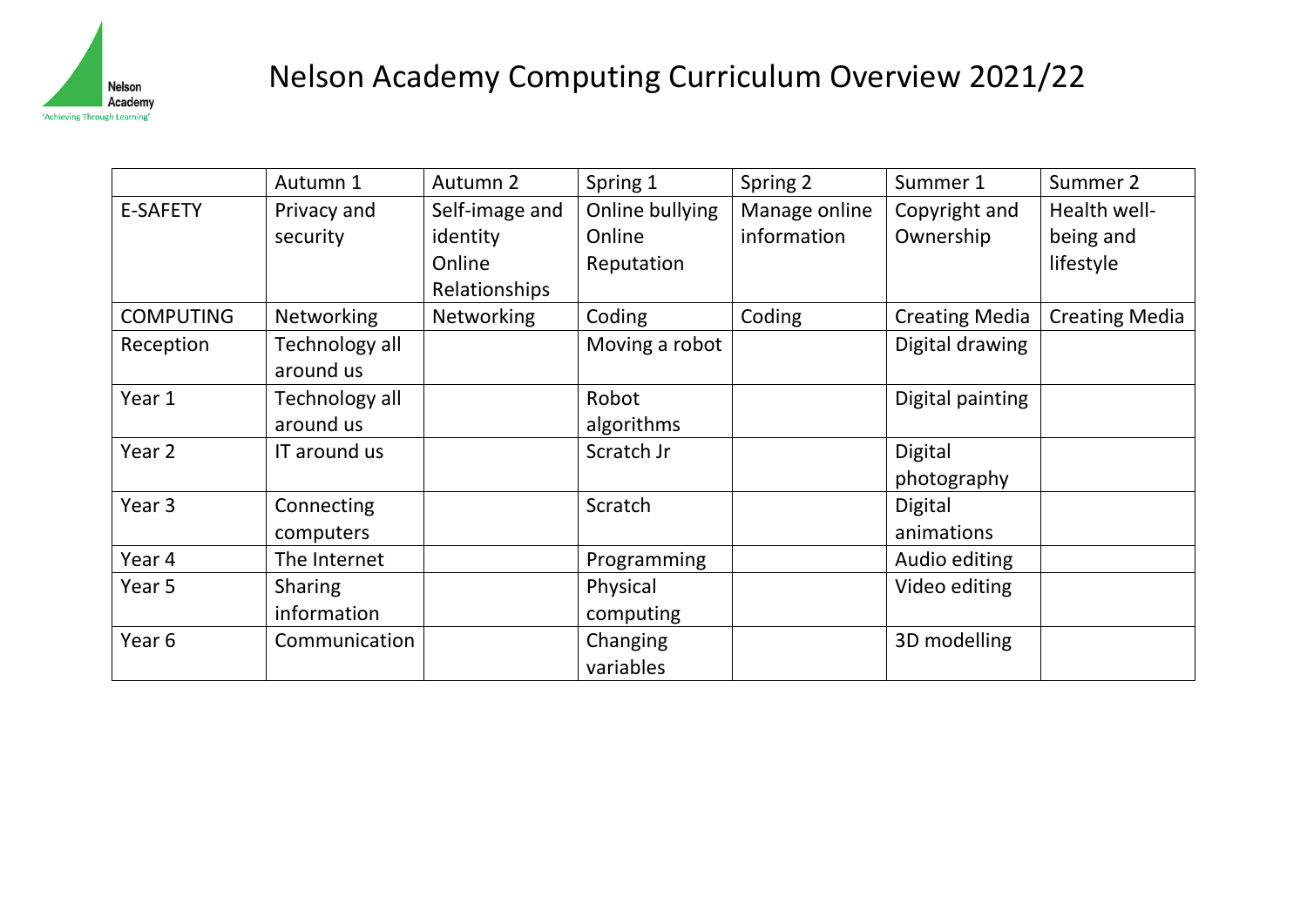Nelson Academy
'Achieving Through Learning'

# Nelson Academy Computing Curriculum Overview 2021/22

| | Autumn 1 | Autumn 2 | Spring 1 | Spring 2 | Summer 1 | Summer 2 |
|---|---|---|---|---|---|---|
| E-SAFETY | Privacy and security | Self-image and identity Online Relationships | Online bullying Online Reputation | Manage online information | Copyright and Ownership | Health well-being and lifestyle |
| COMPUTING | Networking | Networking | Coding | Coding | Creating Media | Creating Media |
| Reception | Technology all around us | | Moving a robot | | Digital drawing | |
| Year 1 | Technology all around us | | Robot algorithms | | Digital painting | |
| Year 2 | IT around us | | Scratch Jr | | Digital photography | |
| Year 3 | Connecting computers | | Scratch | | Digital animations | |
| Year 4 | The Internet | | Programming | | Audio editing | |
| Year 5 | Sharing information | | Physical computing | | Video editing | |
| Year 6 | Communication | | Changing variables | | 3D modelling | |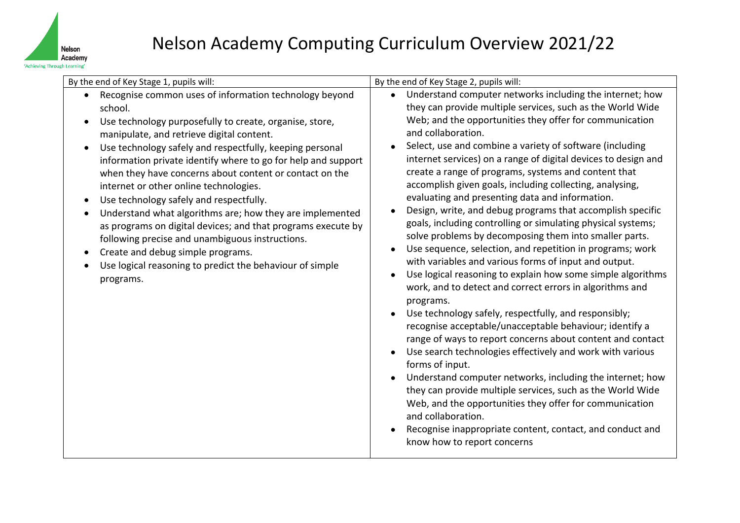# Nelson Academy Computing Curriculum Overview 2021/22

| By the end of Key Stage 1, pupils will: | By the end of Key Stage 2, pupils will: |
| --- | --- |
| • Recognise common uses of information technology beyond school.<br>• Use technology purposefully to create, organise, store, manipulate, and retrieve digital content.<br>• Use technology safely and respectfully, keeping personal information private identify where to go for help and support when they have concerns about content or contact on the internet or other online technologies.<br>• Use technology safely and respectfully.<br>• Understand what algorithms are; how they are implemented as programs on digital devices; and that programs execute by following precise and unambiguous instructions.<br>• Create and debug simple programs.<br>• Use logical reasoning to predict the behaviour of simple programs. | • Understand computer networks including the internet; how they can provide multiple services, such as the World Wide Web; and the opportunities they offer for communication and collaboration.<br>• Select, use and combine a variety of software (including internet services) on a range of digital devices to design and create a range of programs, systems and content that accomplish given goals, including collecting, analysing, evaluating and presenting data and information.<br>• Design, write, and debug programs that accomplish specific goals, including controlling or simulating physical systems; solve problems by decomposing them into smaller parts.<br>• Use sequence, selection, and repetition in programs; work with variables and various forms of input and output.<br>• Use logical reasoning to explain how some simple algorithms work, and to detect and correct errors in algorithms and programs.<br>• Use technology safely, respectfully, and responsibly; recognise acceptable/unacceptable behaviour; identify a range of ways to report concerns about content and contact<br>• Use search technologies effectively and work with various forms of input.<br>• Understand computer networks, including the internet; how they can provide multiple services, such as the World Wide Web, and the opportunities they offer for communication and collaboration.<br>• Recognise inappropriate content, contact, and conduct and know how to report concerns |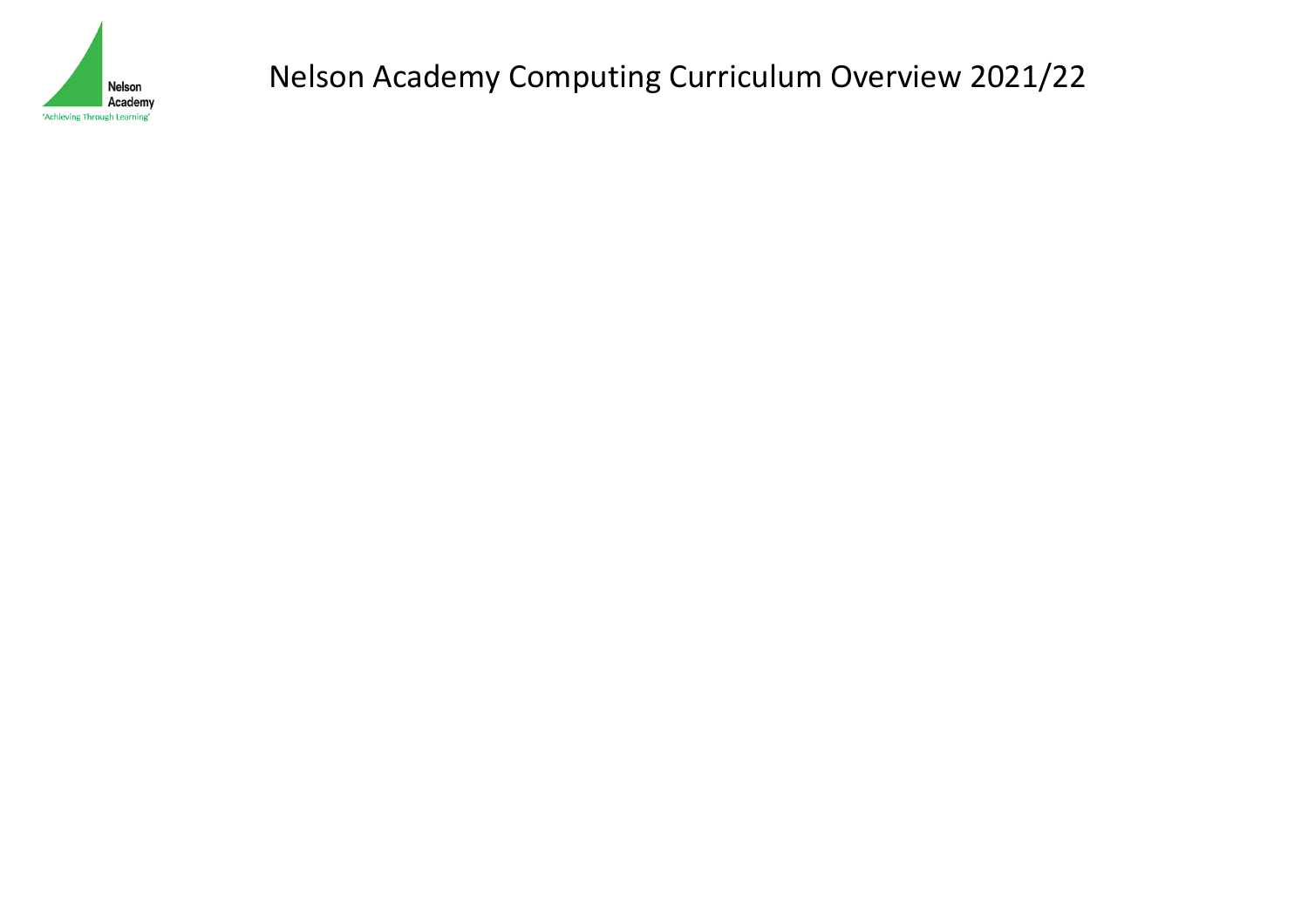Nelson Academy
'Achieving Through Learning'

# Nelson Academy Computing Curriculum Overview 2021/22